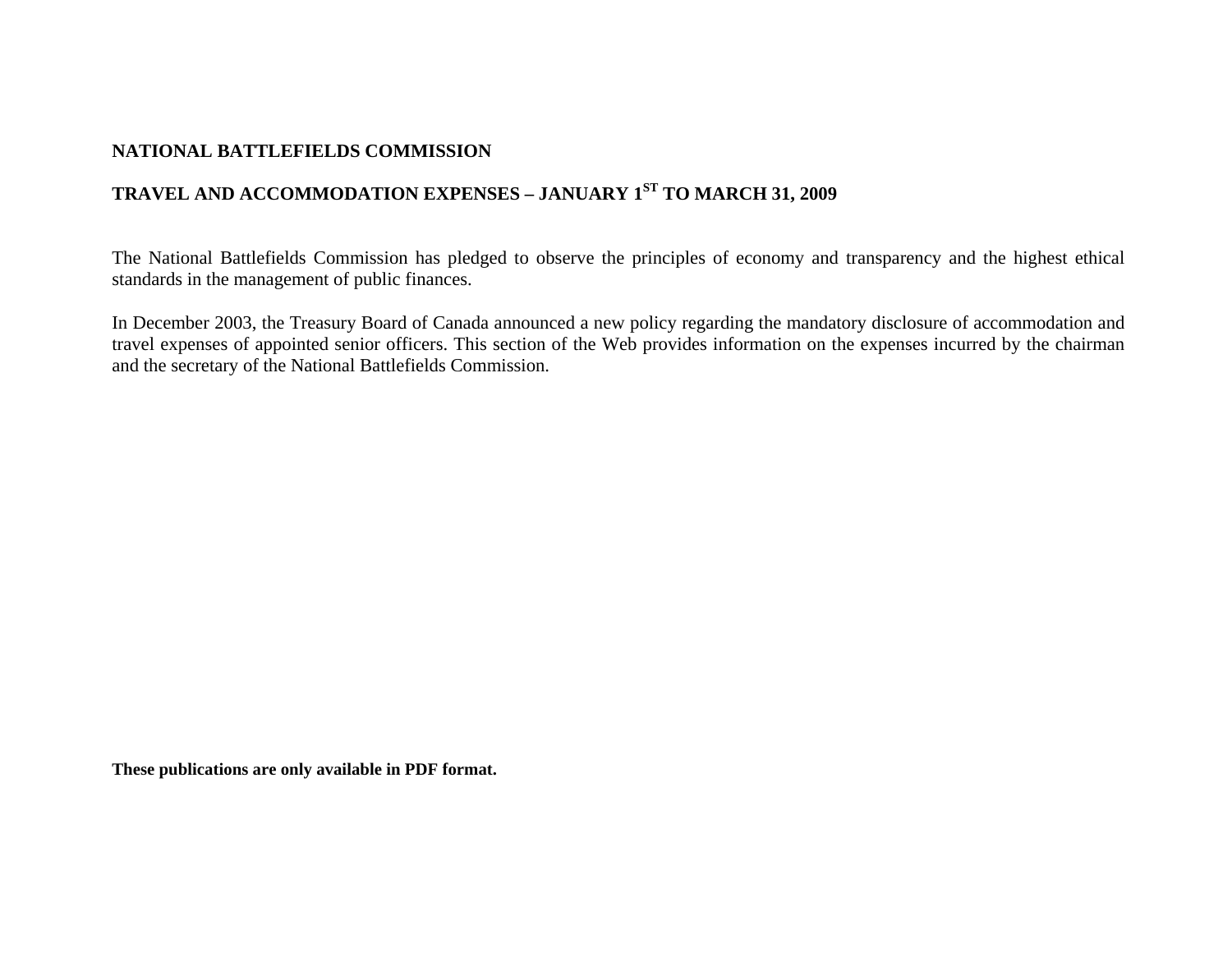# NATIONAL BATTLEFIELDS COMMISSION

## TRAVEL AND ACCOMMODATION EXPENSES – JANUARY 1ST TO MARCH 31, 2009

The National Battlefields Commission has pledged to observe the principles of economy and transparency and the highest ethical standards in the management of public finances.

In December 2003, the Treasury Board of Canada announced a new policy regarding the mandatory disclosure of accommodation and travel expenses of appointed senior officers. This section of the Web provides information on the expenses incurred by the chairman and the secretary of the National Battlefields Commission.

**These publications are only available in PDF format.**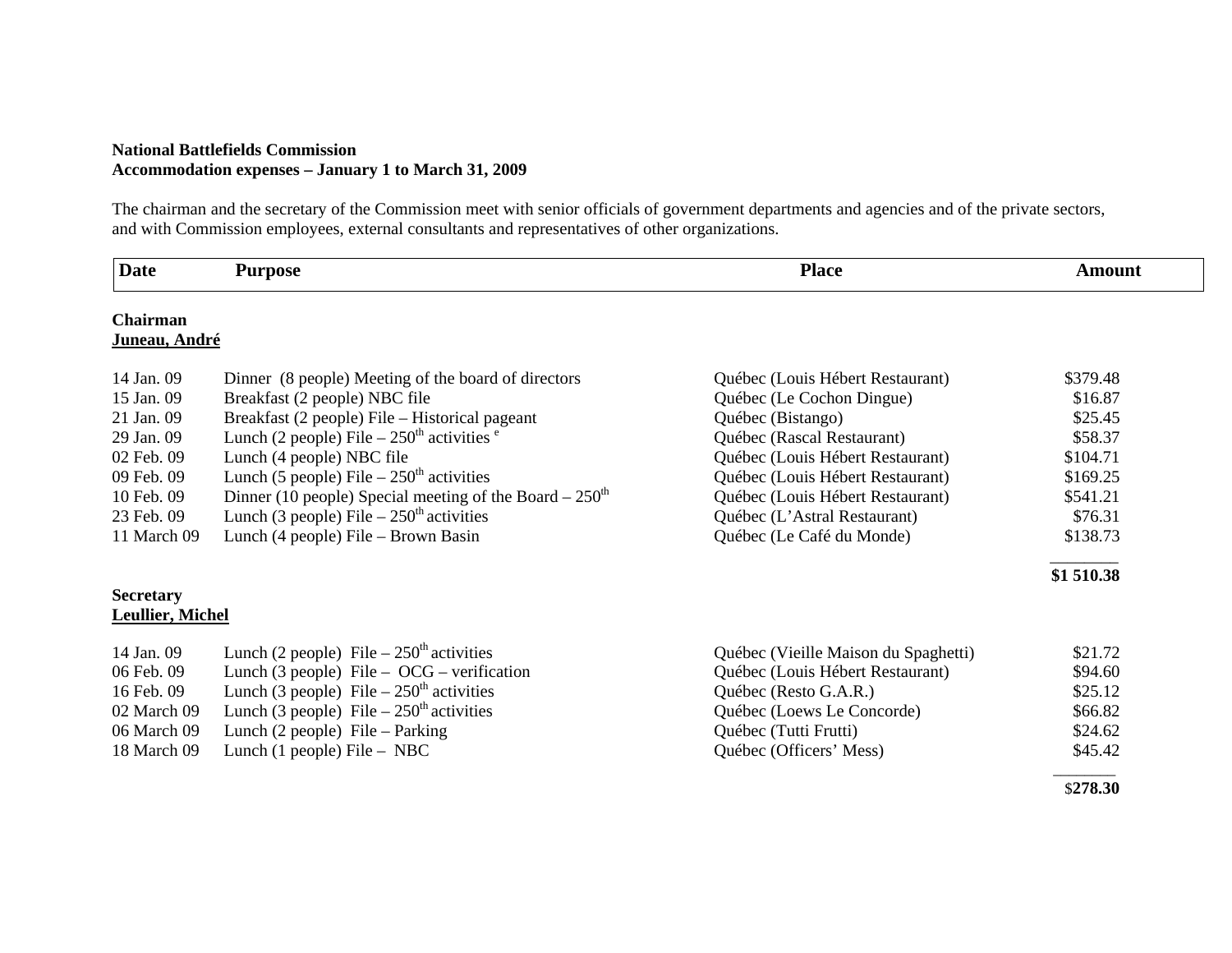**National Battlefields Commission**
**Accommodation expenses – January 1 to March 31, 2009**

The chairman and the secretary of the Commission meet with senior officials of government departments and agencies and of the private sectors, and with Commission employees, external consultants and representatives of other organizations.

| Date | Purpose | Place | Amount |
|---|---|---|---|
| **Chairman** | | | |
| **Juneau, André** | | | |
| 14 Jan. 09 | Dinner (8 people) Meeting of the board of directors | Québec (Louis Hébert Restaurant) | $379.48 |
| 15 Jan. 09 | Breakfast (2 people) NBC file | Québec (Le Cochon Dingue) | $16.87 |
| 21 Jan. 09 | Breakfast (2 people) File – Historical pageant | Québec (Bistango) | $25.45 |
| 29 Jan. 09 | Lunch (2 people) File – 250th activities [e] | Québec (Rascal Restaurant) | $58.37 |
| 02 Feb. 09 | Lunch (4 people) NBC file | Québec (Louis Hébert Restaurant) | $104.71 |
| 09 Feb. 09 | Lunch (5 people) File – 250th activities | Québec (Louis Hébert Restaurant) | $169.25 |
| 10 Feb. 09 | Dinner (10 people) Special meeting of the Board – 250th | Québec (Louis Hébert Restaurant) | $541.21 |
| 23 Feb. 09 | Lunch (3 people) File – 250th activities | Québec (L'Astral Restaurant) | $76.31 |
| 11 March 09 | Lunch (4 people) File – Brown Basin | Québec (Le Café du Monde) | $138.73 |
| | | | **$1 510.38** |
| **Secretary** | | | |
| **Leullier, Michel** | | | |
| 14 Jan. 09 | Lunch (2 people) File – 250th activities | Québec (Vieille Maison du Spaghetti) | $21.72 |
| 06 Feb. 09 | Lunch (3 people) File – OCG – verification | Québec (Louis Hébert Restaurant) | $94.60 |
| 16 Feb. 09 | Lunch (3 people) File – 250th activities | Québec (Resto G.A.R.) | $25.12 |
| 02 March 09 | Lunch (3 people) File – 250th activities | Québec (Loews Le Concorde) | $66.82 |
| 06 March 09 | Lunch (2 people) File – Parking | Québec (Tutti Frutti) | $24.62 |
| 18 March 09 | Lunch (1 people) File – NBC | Québec (Officers' Mess) | $45.42 |
| | | | **$278.30** |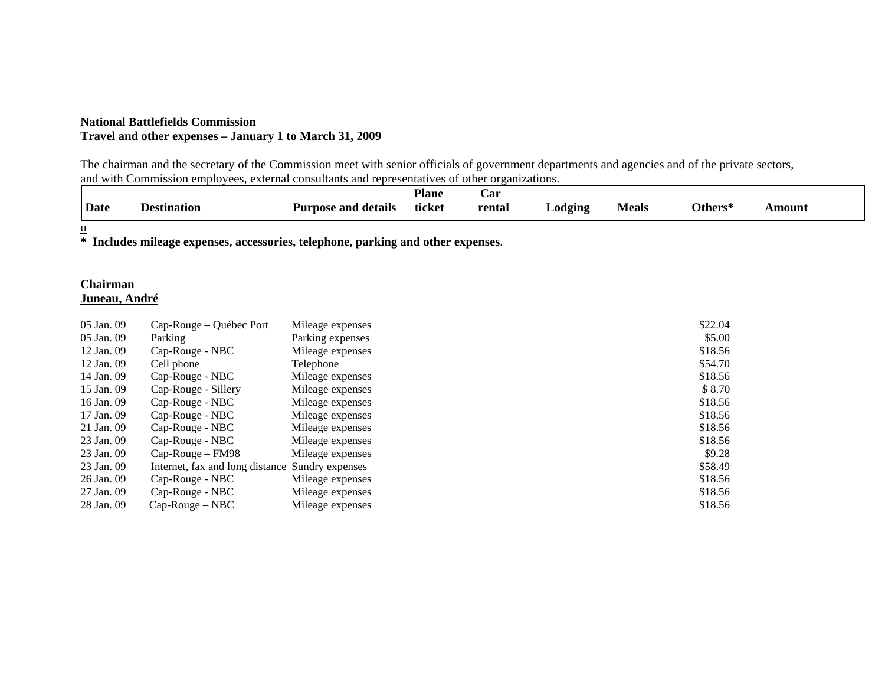**National Battlefields Commission**
**Travel and other expenses – January 1 to March 31, 2009**

The chairman and the secretary of the Commission meet with senior officials of government departments and agencies and of the private sectors, and with Commission employees, external consultants and representatives of other organizations.

| Date | Destination | Purpose and details | Plane ticket | Car rental | Lodging | Meals | Others* | Amount |
|---|---|---|---|---|---|---|---|---|

u

**\* Includes mileage expenses, accessories, telephone, parking and other expenses**.

**Chairman**
**Juneau, André**

| Date | Destination | Purpose and details | Plane ticket | Car rental | Lodging | Meals | Others* | Amount |
|---|---|---|---|---|---|---|---|---|
| 05 Jan. 09 | Cap-Rouge – Québec Port | Mileage expenses | | | | | $22.04 | |
| 05 Jan. 09 | Parking | Parking expenses | | | | | $5.00 | |
| 12 Jan. 09 | Cap-Rouge - NBC | Mileage expenses | | | | | $18.56 | |
| 12 Jan. 09 | Cell phone | Telephone | | | | | $54.70 | |
| 14 Jan. 09 | Cap-Rouge - NBC | Mileage expenses | | | | | $18.56 | |
| 15 Jan. 09 | Cap-Rouge - Sillery | Mileage expenses | | | | | $ 8.70 | |
| 16 Jan. 09 | Cap-Rouge - NBC | Mileage expenses | | | | | $18.56 | |
| 17 Jan. 09 | Cap-Rouge - NBC | Mileage expenses | | | | | $18.56 | |
| 21 Jan. 09 | Cap-Rouge - NBC | Mileage expenses | | | | | $18.56 | |
| 23 Jan. 09 | Cap-Rouge - NBC | Mileage expenses | | | | | $18.56 | |
| 23 Jan. 09 | Cap-Rouge – FM98 | Mileage expenses | | | | | $9.28 | |
| 23 Jan. 09 | Internet, fax and long distance | Sundry expenses | | | | | $58.49 | |
| 26 Jan. 09 | Cap-Rouge - NBC | Mileage expenses | | | | | $18.56 | |
| 27 Jan. 09 | Cap-Rouge - NBC | Mileage expenses | | | | | $18.56 | |
| 28 Jan. 09 | Cap-Rouge – NBC | Mileage expenses | | | | | $18.56 | |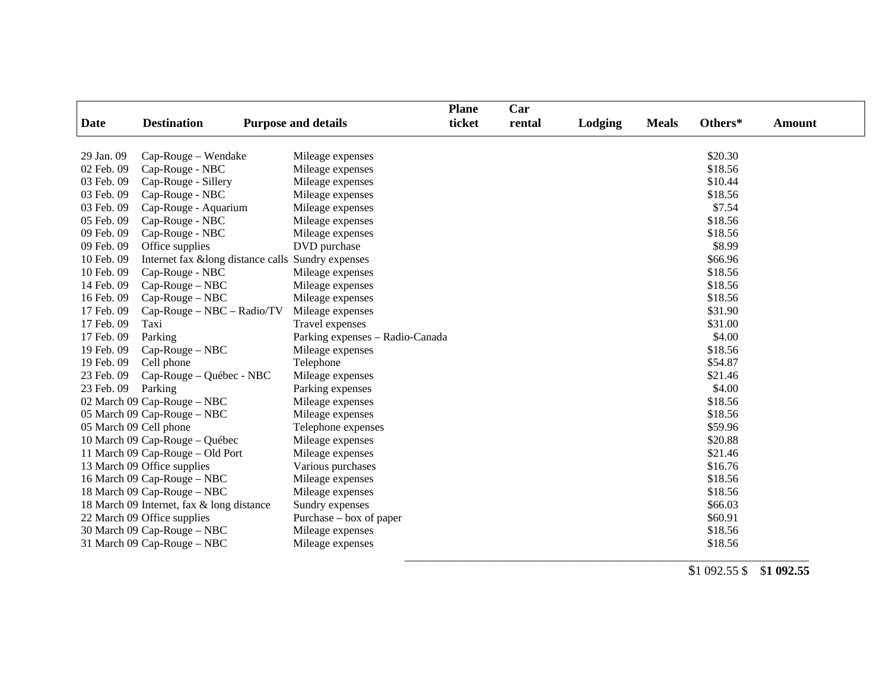| Date | Destination | Purpose and details | Plane ticket | Car rental | Lodging | Meals | Others* | Amount |
|---|---|---|---|---|---|---|---|---|
| 29 Jan. 09 | Cap-Rouge – Wendake | Mileage expenses | | | | | $20.30 | |
| 02 Feb. 09 | Cap-Rouge - NBC | Mileage expenses | | | | | $18.56 | |
| 03 Feb. 09 | Cap-Rouge - Sillery | Mileage expenses | | | | | $10.44 | |
| 03 Feb. 09 | Cap-Rouge - NBC | Mileage expenses | | | | | $18.56 | |
| 03 Feb. 09 | Cap-Rouge - Aquarium | Mileage expenses | | | | | $7.54 | |
| 05 Feb. 09 | Cap-Rouge - NBC | Mileage expenses | | | | | $18.56 | |
| 09 Feb. 09 | Cap-Rouge - NBC | Mileage expenses | | | | | $18.56 | |
| 09 Feb. 09 | Office supplies | DVD purchase | | | | | $8.99 | |
| 10 Feb. 09 | Internet fax &long distance calls | Sundry expenses | | | | | $66.96 | |
| 10 Feb. 09 | Cap-Rouge - NBC | Mileage expenses | | | | | $18.56 | |
| 14 Feb. 09 | Cap-Rouge – NBC | Mileage expenses | | | | | $18.56 | |
| 16 Feb. 09 | Cap-Rouge – NBC | Mileage expenses | | | | | $18.56 | |
| 17 Feb. 09 | Cap-Rouge – NBC – Radio/TV | Mileage expenses | | | | | $31.90 | |
| 17 Feb. 09 | Taxi | Travel expenses | | | | | $31.00 | |
| 17 Feb. 09 | Parking | Parking expenses – Radio-Canada | | | | | $4.00 | |
| 19 Feb. 09 | Cap-Rouge – NBC | Mileage expenses | | | | | $18.56 | |
| 19 Feb. 09 | Cell phone | Telephone | | | | | $54.87 | |
| 23 Feb. 09 | Cap-Rouge – Québec - NBC | Mileage expenses | | | | | $21.46 | |
| 23 Feb. 09 | Parking | Parking expenses | | | | | $4.00 | |
| 02 March 09 | Cap-Rouge – NBC | Mileage expenses | | | | | $18.56 | |
| 05 March 09 | Cap-Rouge – NBC | Mileage expenses | | | | | $18.56 | |
| 05 March 09 | Cell phone | Telephone expenses | | | | | $59.96 | |
| 10 March 09 | Cap-Rouge – Québec | Mileage expenses | | | | | $20.88 | |
| 11 March 09 | Cap-Rouge – Old Port | Mileage expenses | | | | | $21.46 | |
| 13 March 09 | Office supplies | Various purchases | | | | | $16.76 | |
| 16 March 09 | Cap-Rouge – NBC | Mileage expenses | | | | | $18.56 | |
| 18 March 09 | Cap-Rouge – NBC | Mileage expenses | | | | | $18.56 | |
| 18 March 09 | Internet, fax & long distance | Sundry expenses | | | | | $66.03 | |
| 22 March 09 | Office supplies | Purchase – box of paper | | | | | $60.91 | |
| 30 March 09 | Cap-Rouge – NBC | Mileage expenses | | | | | $18.56 | |
| 31 March 09 | Cap-Rouge – NBC | Mileage expenses | | | | | $18.56 | |
| | | | | | | | $1 092.55 $ | **$1 092.55** |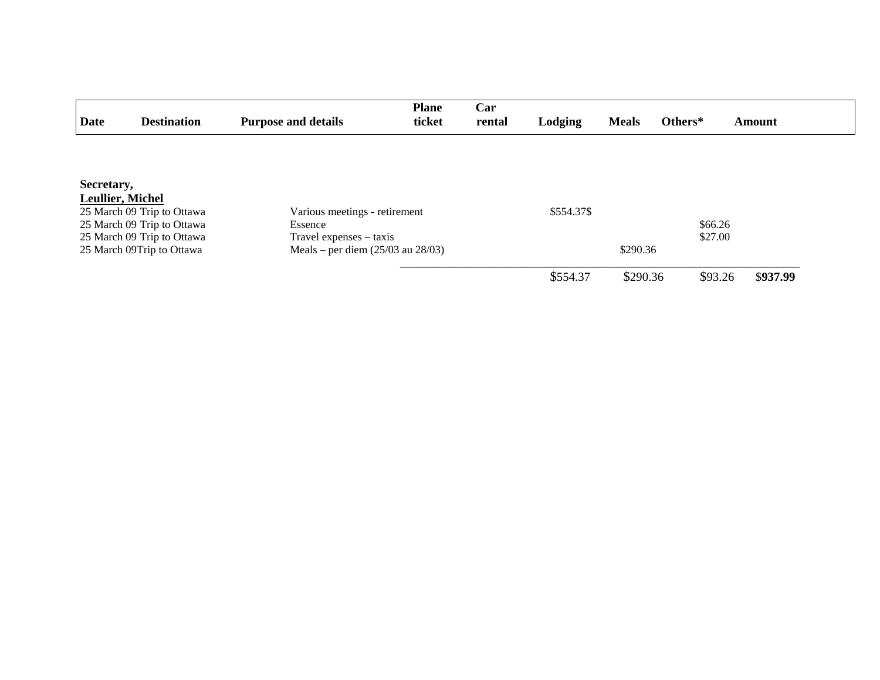| Date | Destination | Purpose and details | Plane ticket | Car rental | Lodging | Meals | Others* | Amount |
|---|---|---|---|---|---|---|---|---|
| **Secretary,** | | | | | | | | |
| **Leullier, Michel** | | | | | | | | |
| 25 March 09 | Trip to Ottawa | Various meetings - retirement | | | $554.37$ | | | |
| 25 March 09 | Trip to Ottawa | Essence | | | | | $66.26 | |
| 25 March 09 | Trip to Ottawa | Travel expenses – taxis | | | | | $27.00 | |
| 25 March 09 | Trip to Ottawa | Meals – per diem (25/03 au 28/03) | | | | $290.36 | | |
| | | | | | $554.37 | $290.36 | $93.26 | $**937.99** |